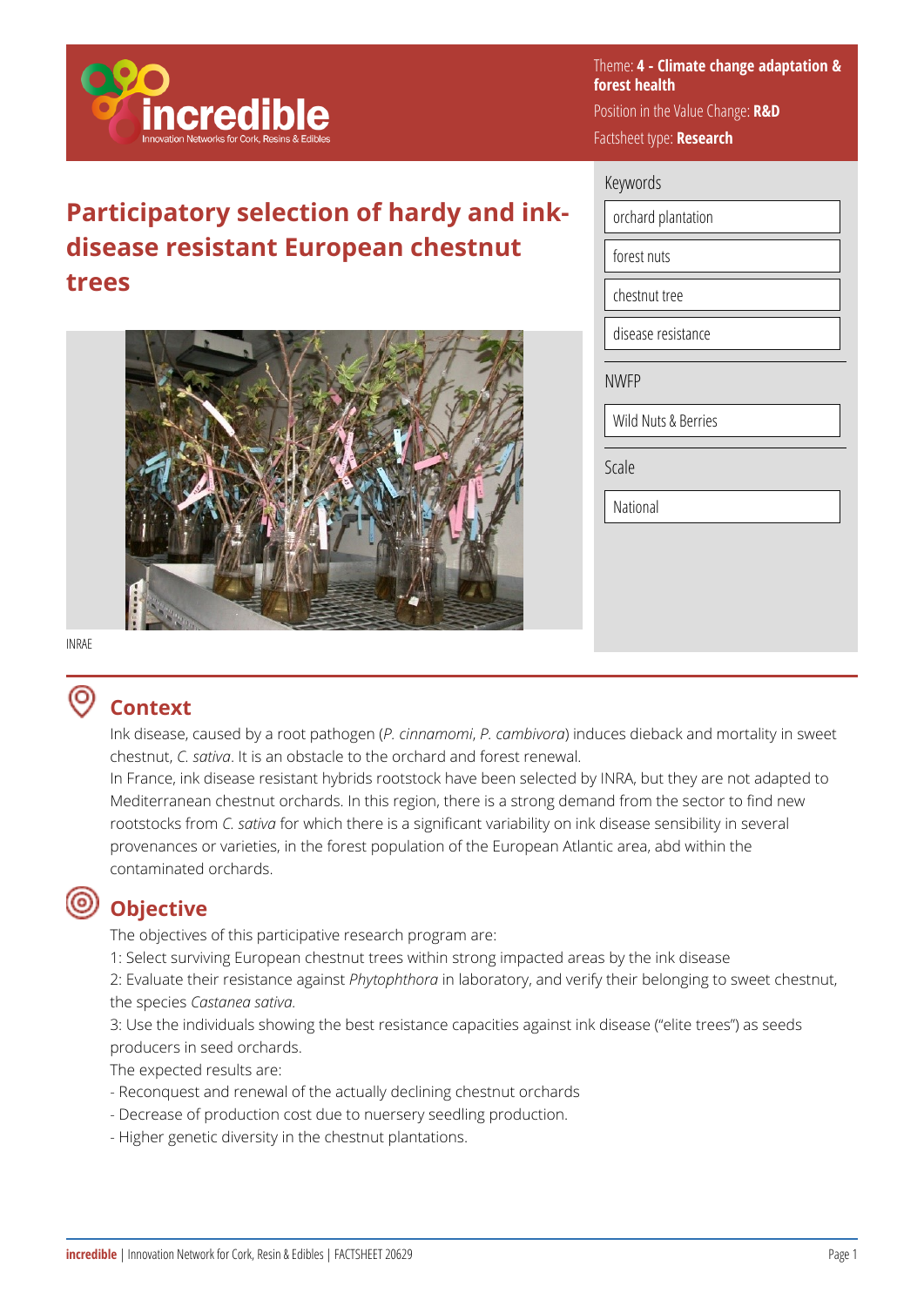Theme: **4 - Climate change adaptation & forest health**

Position in the Value Change: **R&D**

Factsheet type: **Research**

# Participatory selection of hardy and ink-disease resistant European chestnut trees

INRAE

Keywords

- orchard plantation
- forest nuts
- chestnut tree
- disease resistance

NWFP

- Wild Nuts & Berries

Scale

- National

## Context

Ink disease, caused by a root pathogen (*P. cinnamomi*, *P. cambivora*) induces dieback and mortality in sweet chestnut, *C. sativa*. It is an obstacle to the orchard and forest renewal.

In France, ink disease resistant hybrids rootstock have been selected by INRA, but they are not adapted to Mediterranean chestnut orchards. In this region, there is a strong demand from the sector to find new rootstocks from *C. sativa* for which there is a significant variability on ink disease sensibility in several provenances or varieties, in the forest population of the European Atlantic area, abd within the contaminated orchards.

## Objective

The objectives of this participative research program are:

1: Select surviving European chestnut trees within strong impacted areas by the ink disease

2: Evaluate their resistance against *Phytophthora* in laboratory, and verify their belonging to sweet chestnut, the species *Castanea sativa.*

3: Use the individuals showing the best resistance capacities against ink disease ("elite trees") as seeds producers in seed orchards.

The expected results are:

- Reconquest and renewal of the actually declining chestnut orchards
- Decrease of production cost due to nuersery seedling production.
- Higher genetic diversity in the chestnut plantations.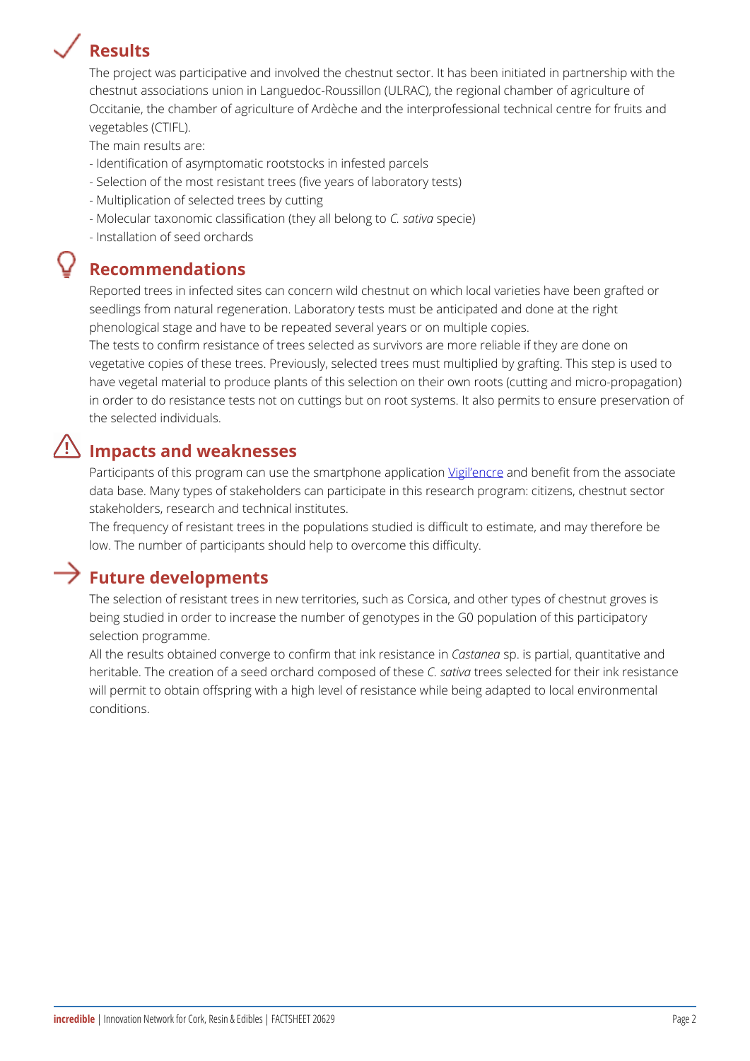## Results

The project was participative and involved the chestnut sector. It has been initiated in partnership with the chestnut associations union in Languedoc-Roussillon (ULRAC), the regional chamber of agriculture of Occitanie, the chamber of agriculture of Ardèche and the interprofessional technical centre for fruits and vegetables (CTIFL).

The main results are:

- Identification of asymptomatic rootstocks in infested parcels
- Selection of the most resistant trees (five years of laboratory tests)
- Multiplication of selected trees by cutting
- Molecular taxonomic classification (they all belong to *C. sativa* specie)
- Installation of seed orchards

## Recommendations

Reported trees in infected sites can concern wild chestnut on which local varieties have been grafted or seedlings from natural regeneration. Laboratory tests must be anticipated and done at the right phenological stage and have to be repeated several years or on multiple copies.

The tests to confirm resistance of trees selected as survivors are more reliable if they are done on vegetative copies of these trees. Previously, selected trees must multiplied by grafting. This step is used to have vegetal material to produce plants of this selection on their own roots (cutting and micro-propagation) in order to do resistance tests not on cuttings but on root systems. It also permits to ensure preservation of the selected individuals.

## Impacts and weaknesses

Participants of this program can use the smartphone application Vigil'encre and benefit from the associate data base. Many types of stakeholders can participate in this research program: citizens, chestnut sector stakeholders, research and technical institutes.

The frequency of resistant trees in the populations studied is difficult to estimate, and may therefore be low. The number of participants should help to overcome this difficulty.

## Future developments

The selection of resistant trees in new territories, such as Corsica, and other types of chestnut groves is being studied in order to increase the number of genotypes in the G0 population of this participatory selection programme.

All the results obtained converge to confirm that ink resistance in *Castanea* sp. is partial, quantitative and heritable. The creation of a seed orchard composed of these *C. sativa* trees selected for their ink resistance will permit to obtain offspring with a high level of resistance while being adapted to local environmental conditions.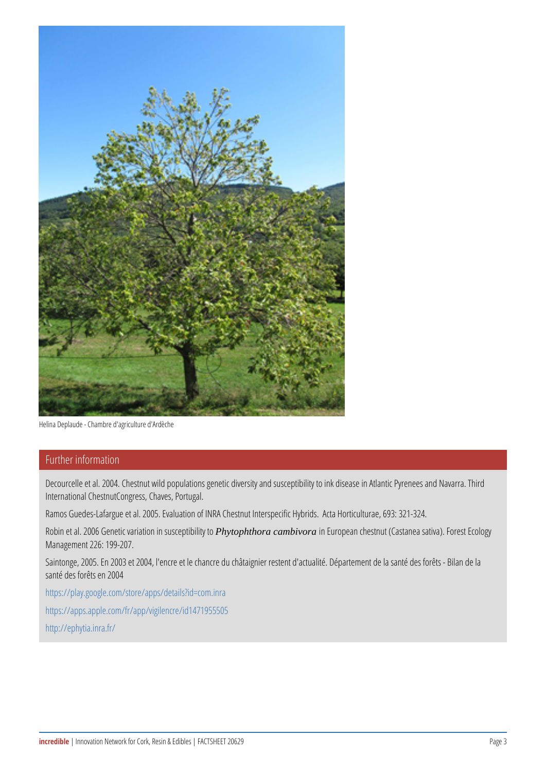Helina Deplaude - Chambre d'agriculture d'Ardèche

## Further information

Decourcelle et al. 2004. Chestnut wild populations genetic diversity and susceptibility to ink disease in Atlantic Pyrenees and Navarra. Third International ChestnutCongress, Chaves, Portugal.

Ramos Guedes-Lafargue et al. 2005. Evaluation of INRA Chestnut Interspecific Hybrids. Acta Horticulturae, 693: 321-324.

Robin et al. 2006 Genetic variation in susceptibility to ***Phytophthora cambivora*** in European chestnut (Castanea sativa). Forest Ecology Management 226: 199-207.

Saintonge, 2005. En 2003 et 2004, l'encre et le chancre du châtaignier restent d'actualité. Département de la santé des forêts - Bilan de la santé des forêts en 2004

https://play.google.com/store/apps/details?id=com.inra

https://apps.apple.com/fr/app/vigilencre/id1471955505

http://ephytia.inra.fr/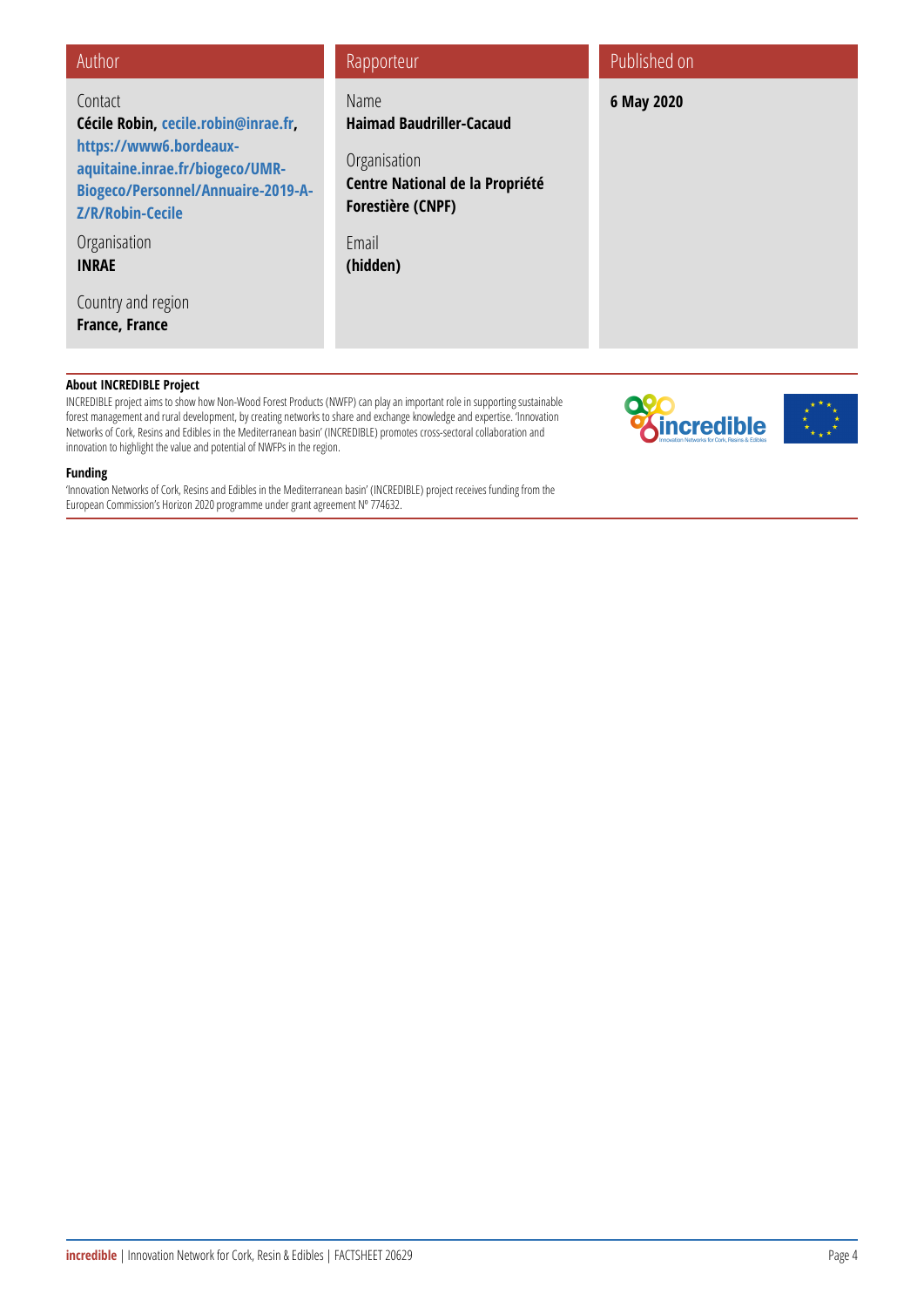## Author

Contact
**Cécile Robin, cecile.robin@inrae.fr, https://www6.bordeaux-aquitaine.inrae.fr/biogeco/UMR-Biogeco/Personnel/Annuaire-2019-A-Z/R/Robin-Cecile**

Organisation
**INRAE**

Country and region
**France, France**

## Rapporteur

Name
**Haimad Baudriller-Cacaud**

Organisation
**Centre National de la Propriété Forestière (CNPF)**

Email
**(hidden)**

## Published on

**6 May 2020**

**About INCREDIBLE Project**

INCREDIBLE project aims to show how Non-Wood Forest Products (NWFP) can play an important role in supporting sustainable forest management and rural development, by creating networks to share and exchange knowledge and expertise. 'Innovation Networks of Cork, Resins and Edibles in the Mediterranean basin' (INCREDIBLE) promotes cross-sectoral collaboration and innovation to highlight the value and potential of NWFPs in the region.

**Funding**

'Innovation Networks of Cork, Resins and Edibles in the Mediterranean basin' (INCREDIBLE) project receives funding from the European Commission's Horizon 2020 programme under grant agreement Nº 774632.